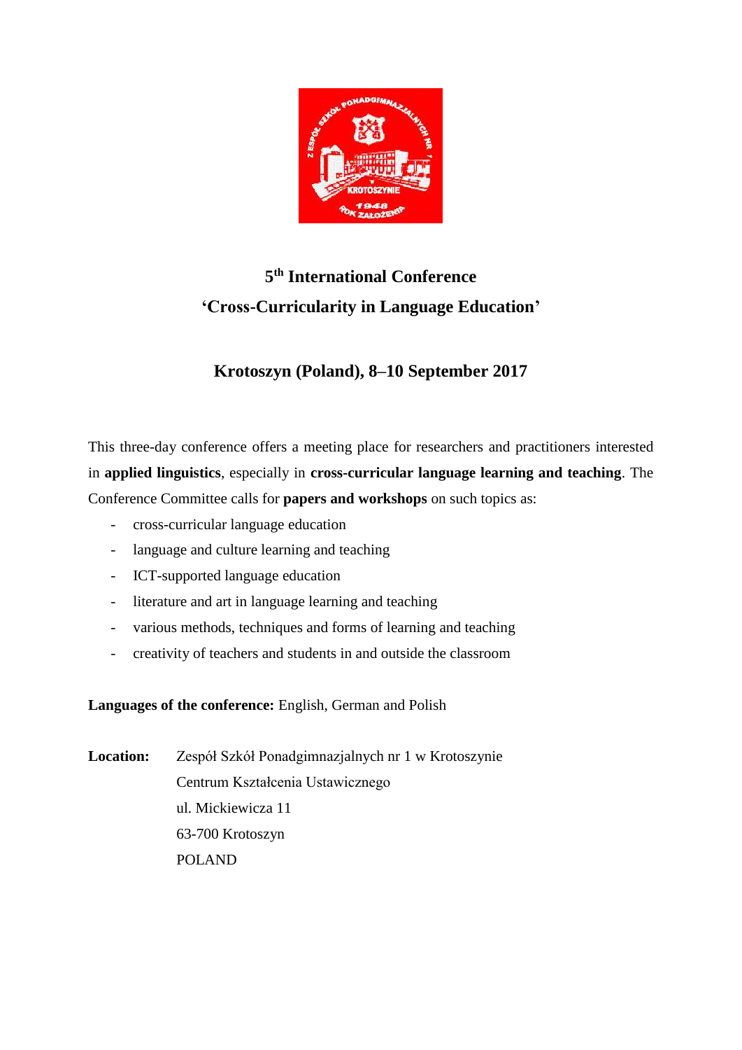# 5th International Conference
# ‘Cross-Curricularity in Language Education’

## Krotoszyn (Poland), 8–10 September 2017

This three-day conference offers a meeting place for researchers and practitioners interested in **applied linguistics**, especially in **cross-curricular language learning and teaching**. The Conference Committee calls for **papers and workshops** on such topics as:

- cross-curricular language education
- language and culture learning and teaching
- ICT-supported language education
- literature and art in language learning and teaching
- various methods, techniques and forms of learning and teaching
- creativity of teachers and students in and outside the classroom

**Languages of the conference:** English, German and Polish

**Location:** Zespół Szkół Ponadgimnazjalnych nr 1 w Krotoszynie
Centrum Kształcenia Ustawicznego
ul. Mickiewicza 11
63-700 Krotoszyn
POLAND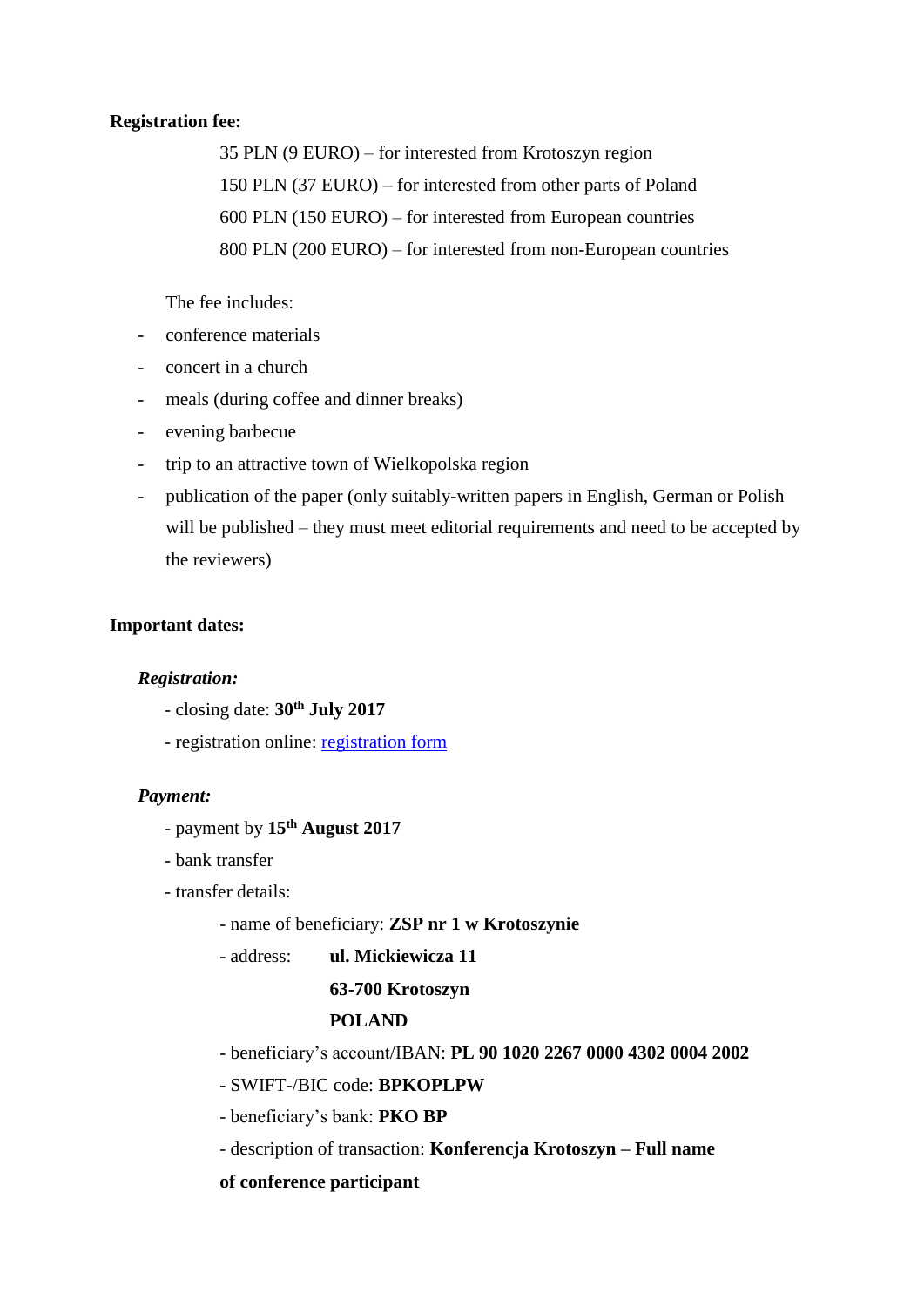**Registration fee:**

35 PLN (9 EURO) – for interested from Krotoszyn region

150 PLN (37 EURO) – for interested from other parts of Poland

600 PLN (150 EURO) – for interested from European countries

800 PLN (200 EURO) – for interested from non-European countries

The fee includes:

- conference materials
- concert in a church
- meals (during coffee and dinner breaks)
- evening barbecue
- trip to an attractive town of Wielkopolska region
- publication of the paper (only suitably-written papers in English, German or Polish will be published – they must meet editorial requirements and need to be accepted by the reviewers)

**Important dates:**

***Registration:***

- closing date: **30th July 2017**
- registration online: registration form

***Payment:***

- payment by **15th August 2017**
- bank transfer
- transfer details:
  - name of beneficiary: **ZSP nr 1 w Krotoszynie**
  - address: **ul. Mickiewicza 11**
    **63-700 Krotoszyn**
    **POLAND**
  - beneficiary's account/IBAN: **PL 90 1020 2267 0000 4302 0004 2002**
  - SWIFT-/BIC code: **BPKOPLPW**
  - beneficiary's bank: **PKO BP**
  - description of transaction: **Konferencja Krotoszyn – Full name of conference participant**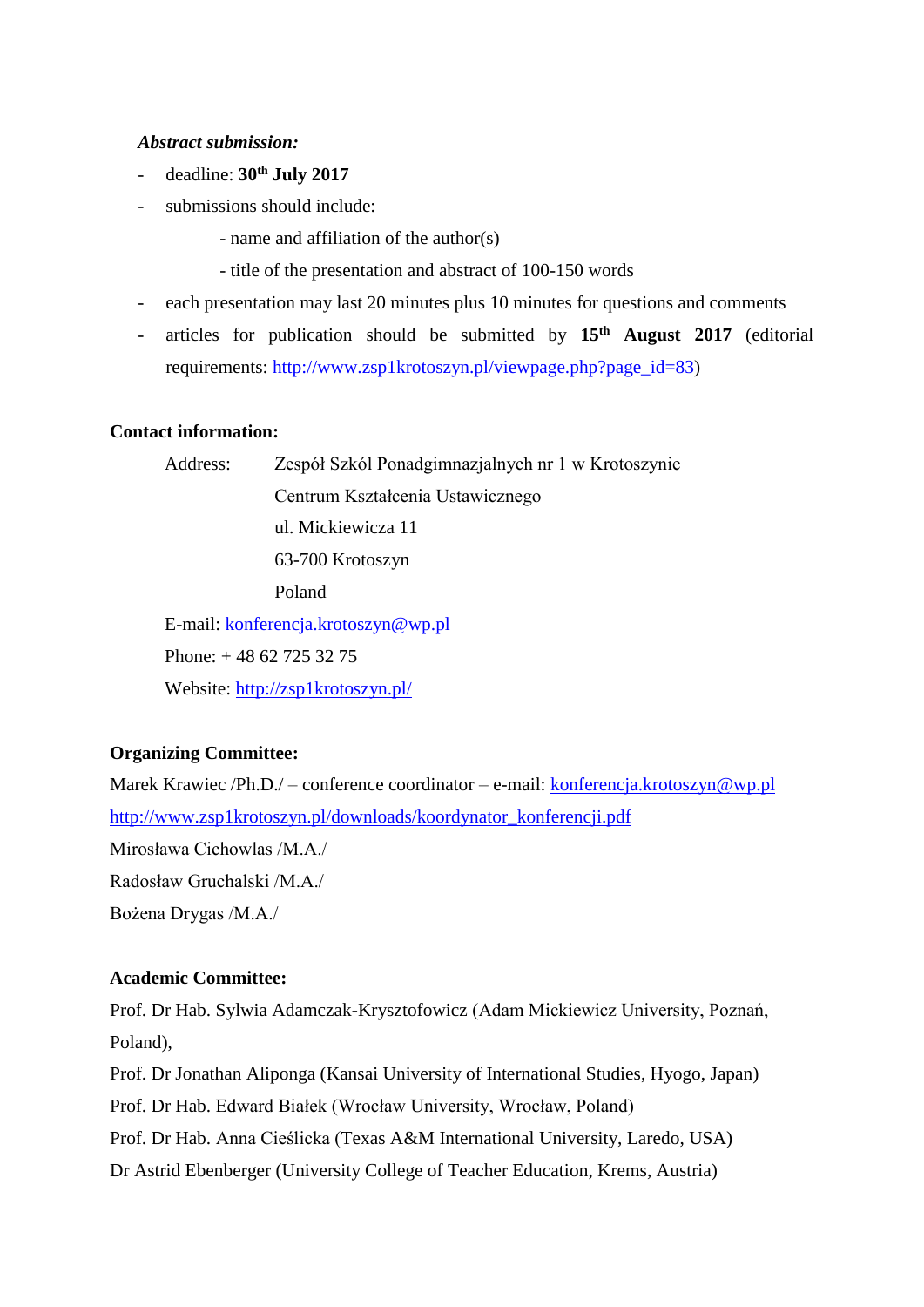***Abstract submission:***

- deadline: **30th July 2017**
- submissions should include:
  - name and affiliation of the author(s)
  - title of the presentation and abstract of 100-150 words
- each presentation may last 20 minutes plus 10 minutes for questions and comments
- articles for publication should be submitted by **15th August 2017** (editorial requirements: http://www.zsp1krotoszyn.pl/viewpage.php?page_id=83)

**Contact information:**

Address: Zespół Szkól Ponadgimnazjalnych nr 1 w Krotoszynie
Centrum Kształcenia Ustawicznego
ul. Mickiewicza 11
63-700 Krotoszyn
Poland

E-mail: konferencja.krotoszyn@wp.pl

Phone: + 48 62 725 32 75

Website: http://zsp1krotoszyn.pl/

**Organizing Committee:**

Marek Krawiec /Ph.D./ – conference coordinator – e-mail: konferencja.krotoszyn@wp.pl
http://www.zsp1krotoszyn.pl/downloads/koordynator_konferencji.pdf

Mirosława Cichowlas /M.A./

Radosław Gruchalski /M.A./

Bożena Drygas /M.A./

**Academic Committee:**

Prof. Dr Hab. Sylwia Adamczak-Krysztofowicz (Adam Mickiewicz University, Poznań, Poland),

Prof. Dr Jonathan Aliponga (Kansai University of International Studies, Hyogo, Japan)

Prof. Dr Hab. Edward Białek (Wrocław University, Wrocław, Poland)

Prof. Dr Hab. Anna Cieślicka (Texas A&M International University, Laredo, USA)

Dr Astrid Ebenberger (University College of Teacher Education, Krems, Austria)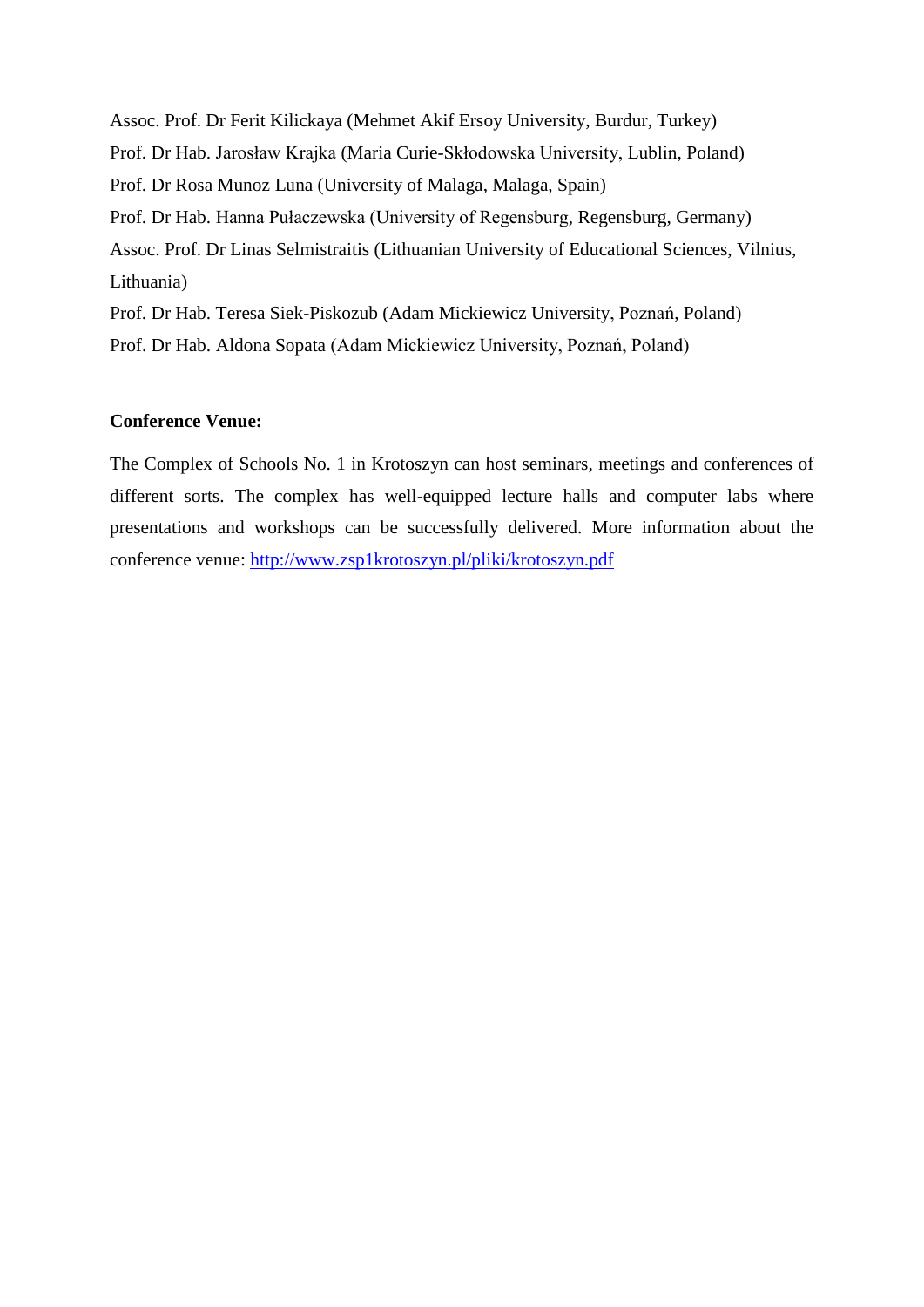Assoc. Prof. Dr Ferit Kilickaya (Mehmet Akif Ersoy University, Burdur, Turkey)
Prof. Dr Hab. Jarosław Krajka (Maria Curie-Skłodowska University, Lublin, Poland)
Prof. Dr Rosa Munoz Luna (University of Malaga, Malaga, Spain)
Prof. Dr Hab. Hanna Pułaczewska (University of Regensburg, Regensburg, Germany)
Assoc. Prof. Dr Linas Selmistraitis (Lithuanian University of Educational Sciences, Vilnius, Lithuania)
Prof. Dr Hab. Teresa Siek-Piskozub (Adam Mickiewicz University, Poznań, Poland)
Prof. Dr Hab. Aldona Sopata (Adam Mickiewicz University, Poznań, Poland)

**Conference Venue:**

The Complex of Schools No. 1 in Krotoszyn can host seminars, meetings and conferences of different sorts. The complex has well-equipped lecture halls and computer labs where presentations and workshops can be successfully delivered. More information about the conference venue: [http://www.zsp1krotoszyn.pl/pliki/krotoszyn.pdf](http://www.zsp1krotoszyn.pl/pliki/krotoszyn.pdf)